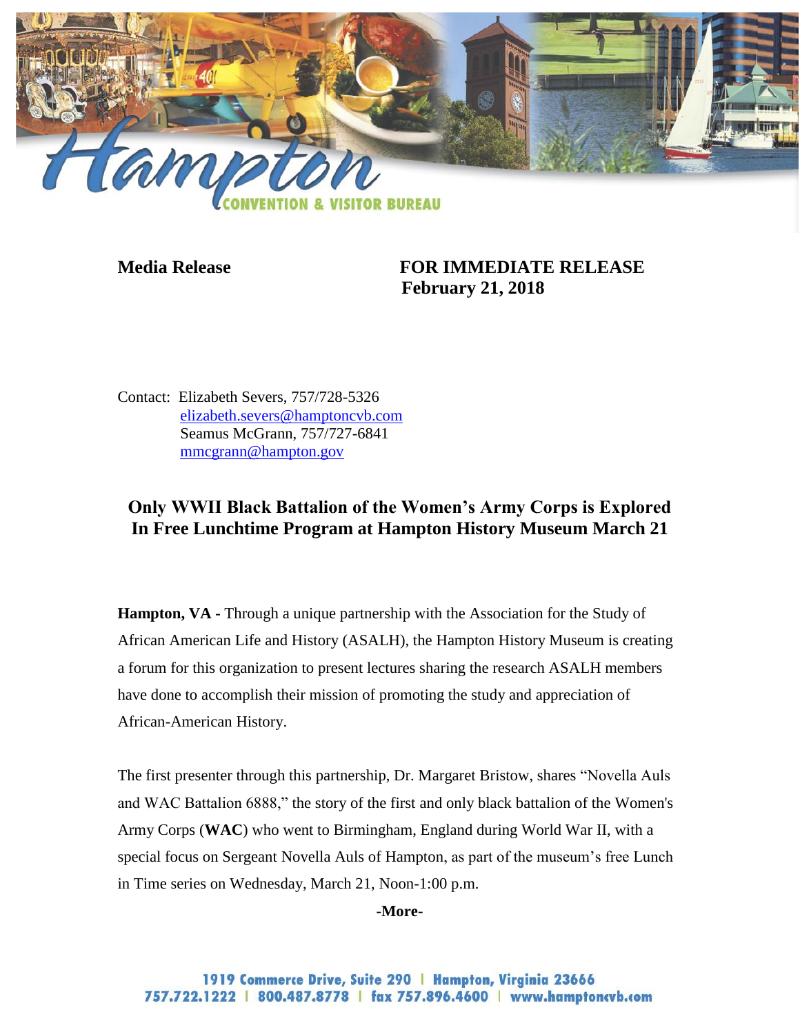Hampton

CONVENTION & VISITOR BUREAU

**Media Release** **FOR IMMEDIATE RELEASE**
**February 21, 2018**

Contact: Elizabeth Severs, 757/728-5326
elizabeth.severs@hamptoncvb.com
Seamus McGrann, 757/727-6841
mmcgrann@hampton.gov

## Only WWII Black Battalion of the Women's Army Corps is Explored In Free Lunchtime Program at Hampton History Museum March 21

**Hampton, VA -** Through a unique partnership with the Association for the Study of African American Life and History (ASALH), the Hampton History Museum is creating a forum for this organization to present lectures sharing the research ASALH members have done to accomplish their mission of promoting the study and appreciation of African-American History.

The first presenter through this partnership, Dr. Margaret Bristow, shares "Novella Auls and WAC Battalion 6888," the story of the first and only black battalion of the Women's Army Corps (**WAC**) who went to Birmingham, England during World War II, with a special focus on Sergeant Novella Auls of Hampton, as part of the museum's free Lunch in Time series on Wednesday, March 21, Noon-1:00 p.m.

**-More-**

1919 Commerce Drive, Suite 290 | Hampton, Virginia 23666
757.722.1222 | 800.487.8778 | fax 757.896.4600 | www.hamptoncvb.com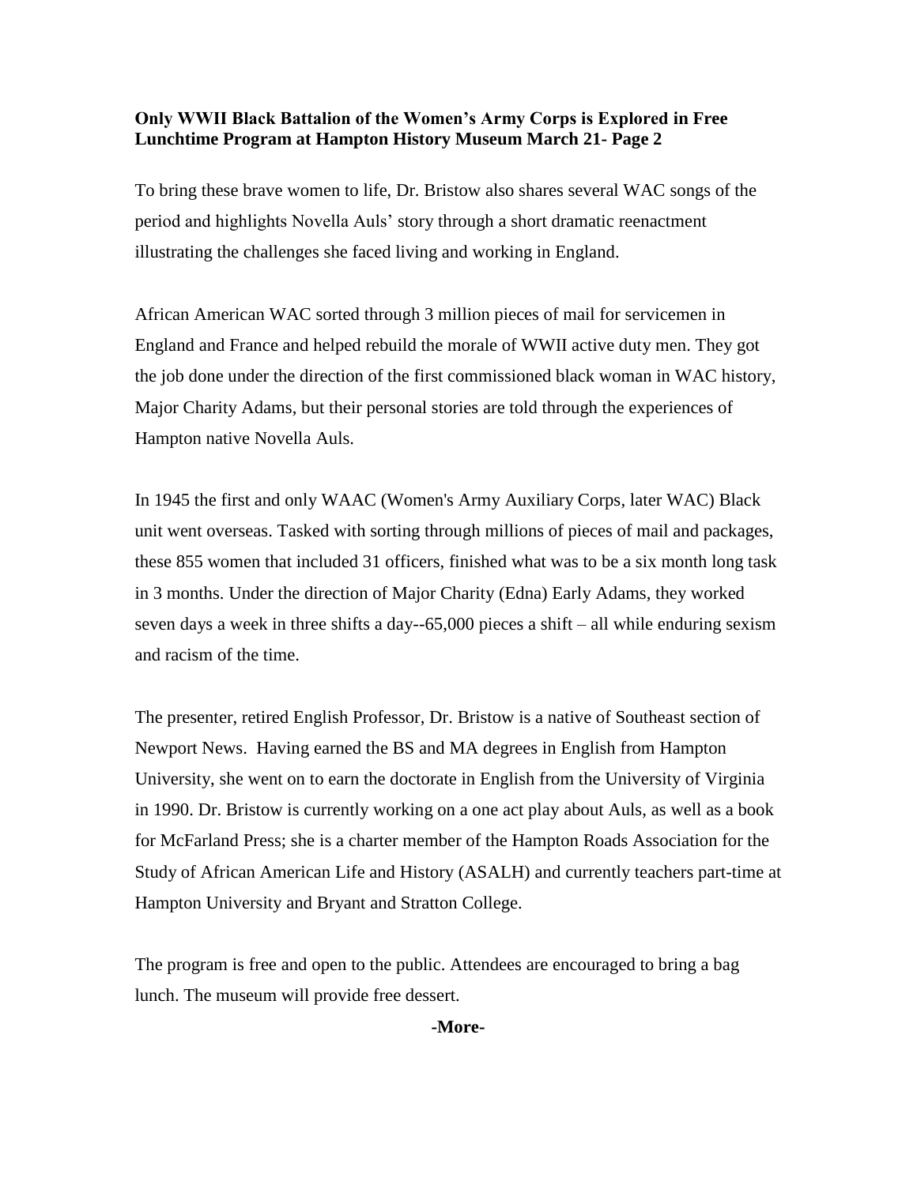**Only WWII Black Battalion of the Women's Army Corps is Explored in Free Lunchtime Program at Hampton History Museum March 21- Page 2**

To bring these brave women to life, Dr. Bristow also shares several WAC songs of the period and highlights Novella Auls' story through a short dramatic reenactment illustrating the challenges she faced living and working in England.

African American WAC sorted through 3 million pieces of mail for servicemen in England and France and helped rebuild the morale of WWII active duty men. They got the job done under the direction of the first commissioned black woman in WAC history, Major Charity Adams, but their personal stories are told through the experiences of Hampton native Novella Auls.

In 1945 the first and only WAAC (Women's Army Auxiliary Corps, later WAC) Black unit went overseas. Tasked with sorting through millions of pieces of mail and packages, these 855 women that included 31 officers, finished what was to be a six month long task in 3 months. Under the direction of Major Charity (Edna) Early Adams, they worked seven days a week in three shifts a day--65,000 pieces a shift – all while enduring sexism and racism of the time.

The presenter, retired English Professor, Dr. Bristow is a native of Southeast section of Newport News. Having earned the BS and MA degrees in English from Hampton University, she went on to earn the doctorate in English from the University of Virginia in 1990. Dr. Bristow is currently working on a one act play about Auls, as well as a book for McFarland Press; she is a charter member of the Hampton Roads Association for the Study of African American Life and History (ASALH) and currently teachers part-time at Hampton University and Bryant and Stratton College.

The program is free and open to the public. Attendees are encouraged to bring a bag lunch. The museum will provide free dessert.

**-More-**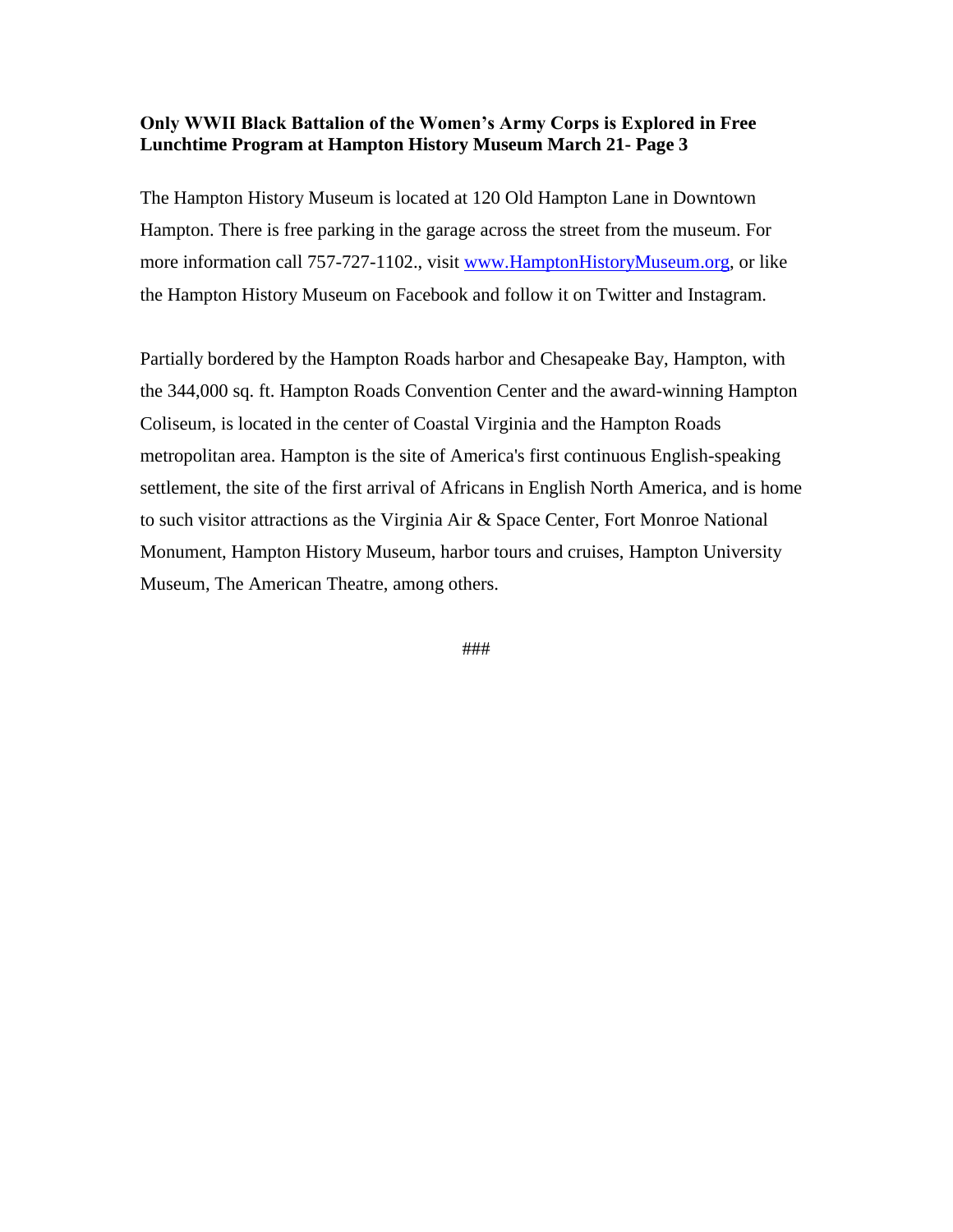The Hampton History Museum is located at 120 Old Hampton Lane in Downtown Hampton. There is free parking in the garage across the street from the museum. For more information call 757-727-1102., visit www.HamptonHistoryMuseum.org, or like the Hampton History Museum on Facebook and follow it on Twitter and Instagram.

Partially bordered by the Hampton Roads harbor and Chesapeake Bay, Hampton, with the 344,000 sq. ft. Hampton Roads Convention Center and the award-winning Hampton Coliseum, is located in the center of Coastal Virginia and the Hampton Roads metropolitan area. Hampton is the site of America's first continuous English-speaking settlement, the site of the first arrival of Africans in English North America, and is home to such visitor attractions as the Virginia Air & Space Center, Fort Monroe National Monument, Hampton History Museum, harbor tours and cruises, Hampton University Museum, The American Theatre, among others.

###